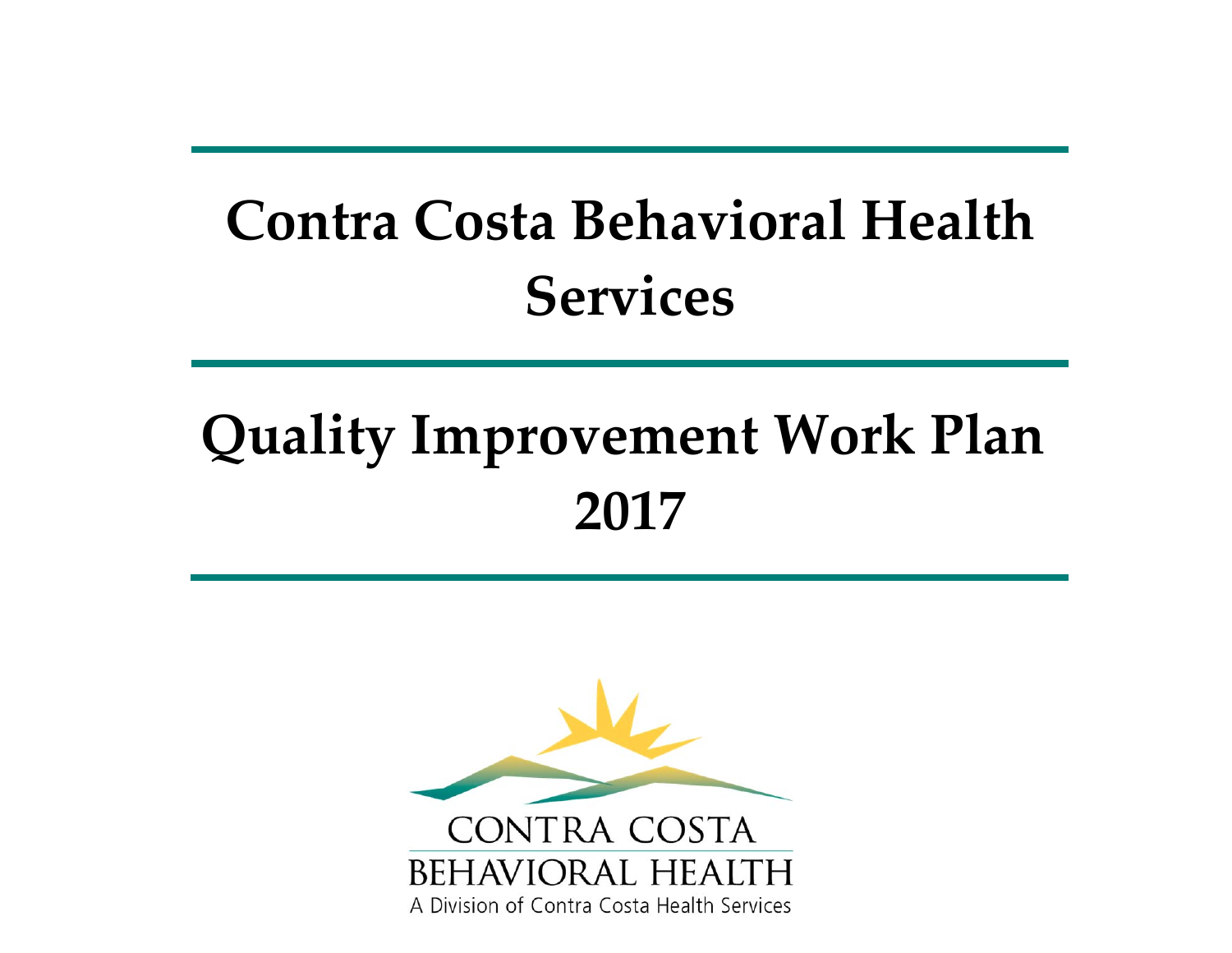# Contra Costa Behavioral Health Services

# Quality Improvement Work Plan 2017

CONTRA COSTA
BEHAVIORAL HEALTH
A Division of Contra Costa Health Services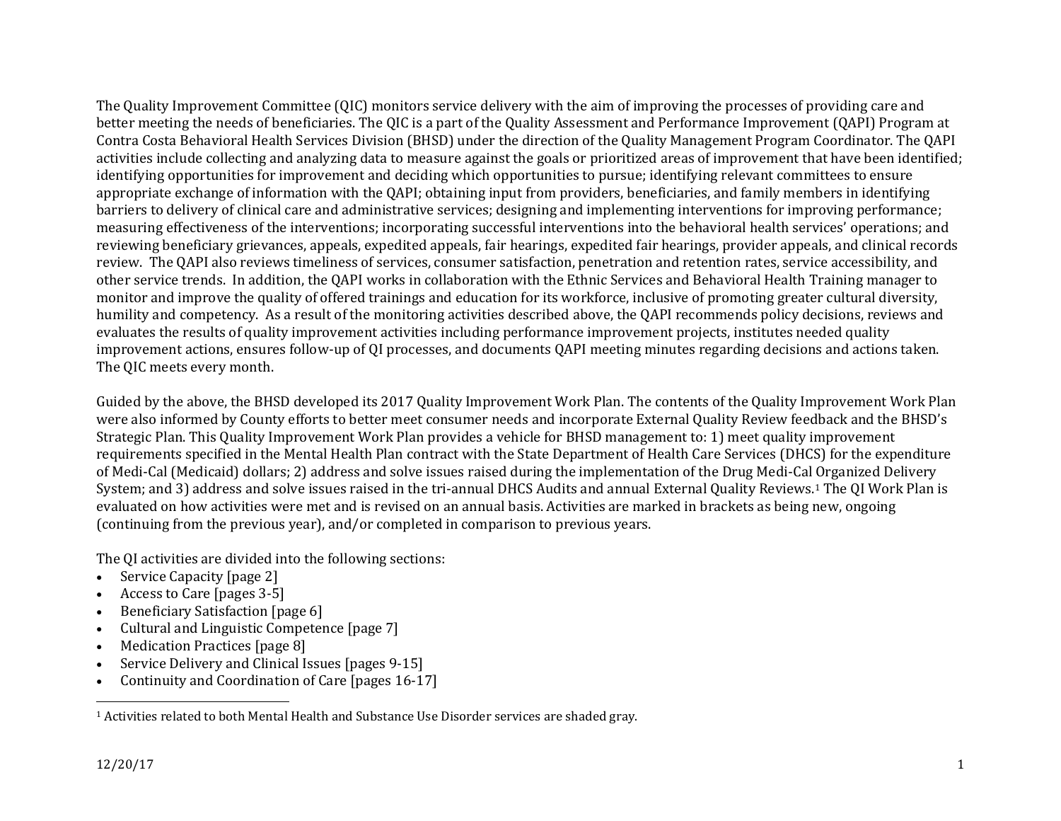The Quality Improvement Committee (QIC) monitors service delivery with the aim of improving the processes of providing care and better meeting the needs of beneficiaries. The QIC is a part of the Quality Assessment and Performance Improvement (QAPI) Program at Contra Costa Behavioral Health Services Division (BHSD) under the direction of the Quality Management Program Coordinator. The QAPI activities include collecting and analyzing data to measure against the goals or prioritized areas of improvement that have been identified; identifying opportunities for improvement and deciding which opportunities to pursue; identifying relevant committees to ensure appropriate exchange of information with the QAPI; obtaining input from providers, beneficiaries, and family members in identifying barriers to delivery of clinical care and administrative services; designing and implementing interventions for improving performance; measuring effectiveness of the interventions; incorporating successful interventions into the behavioral health services' operations; and reviewing beneficiary grievances, appeals, expedited appeals, fair hearings, expedited fair hearings, provider appeals, and clinical records review. The QAPI also reviews timeliness of services, consumer satisfaction, penetration and retention rates, service accessibility, and other service trends. In addition, the QAPI works in collaboration with the Ethnic Services and Behavioral Health Training manager to monitor and improve the quality of offered trainings and education for its workforce, inclusive of promoting greater cultural diversity, humility and competency. As a result of the monitoring activities described above, the QAPI recommends policy decisions, reviews and evaluates the results of quality improvement activities including performance improvement projects, institutes needed quality improvement actions, ensures follow-up of QI processes, and documents QAPI meeting minutes regarding decisions and actions taken. The QIC meets every month.

Guided by the above, the BHSD developed its 2017 Quality Improvement Work Plan. The contents of the Quality Improvement Work Plan were also informed by County efforts to better meet consumer needs and incorporate External Quality Review feedback and the BHSD's Strategic Plan. This Quality Improvement Work Plan provides a vehicle for BHSD management to: 1) meet quality improvement requirements specified in the Mental Health Plan contract with the State Department of Health Care Services (DHCS) for the expenditure of Medi-Cal (Medicaid) dollars; 2) address and solve issues raised during the implementation of the Drug Medi-Cal Organized Delivery System; and 3) address and solve issues raised in the tri-annual DHCS Audits and annual External Quality Reviews.[1] The QI Work Plan is evaluated on how activities were met and is revised on an annual basis. Activities are marked in brackets as being new, ongoing (continuing from the previous year), and/or completed in comparison to previous years.

The QI activities are divided into the following sections:

- Service Capacity [page 2]
- Access to Care [pages 3-5]
- Beneficiary Satisfaction [page 6]
- Cultural and Linguistic Competence [page 7]
- Medication Practices [page 8]
- Service Delivery and Clinical Issues [pages 9-15]
- Continuity and Coordination of Care [pages 16-17]

---

[1] Activities related to both Mental Health and Substance Use Disorder services are shaded gray.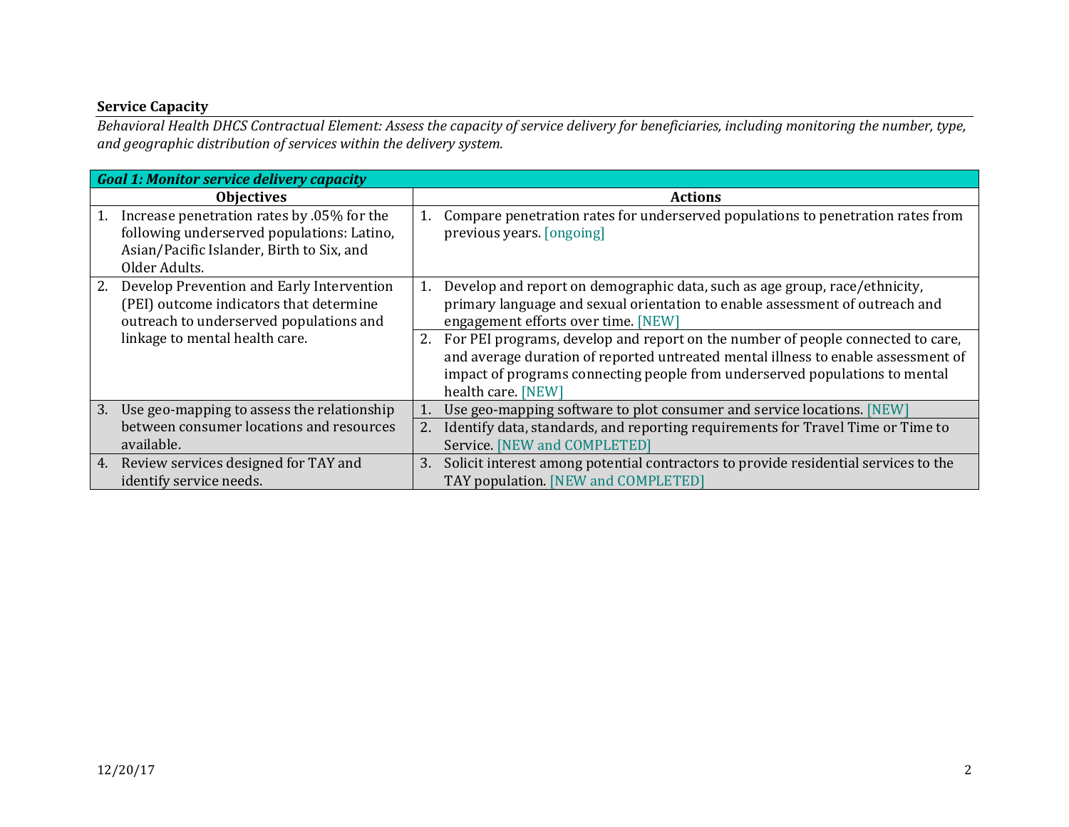## Service Capacity

*Behavioral Health DHCS Contractual Element: Assess the capacity of service delivery for beneficiaries, including monitoring the number, type, and geographic distribution of services within the delivery system.*

| ***Goal 1: Monitor service delivery capacity*** | |
|---|---|
| **Objectives** | **Actions** |
| 1. Increase penetration rates by .05% for the following underserved populations: Latino, Asian/Pacific Islander, Birth to Six, and Older Adults. | 1. Compare penetration rates for underserved populations to penetration rates from previous years. [ongoing] |
| 2. Develop Prevention and Early Intervention (PEI) outcome indicators that determine outreach to underserved populations and linkage to mental health care. | 1. Develop and report on demographic data, such as age group, race/ethnicity, primary language and sexual orientation to enable assessment of outreach and engagement efforts over time. [NEW] |
| | 2. For PEI programs, develop and report on the number of people connected to care, and average duration of reported untreated mental illness to enable assessment of impact of programs connecting people from underserved populations to mental health care. [NEW] |
| 3. Use geo-mapping to assess the relationship between consumer locations and resources available. | 1. Use geo-mapping software to plot consumer and service locations. [NEW] |
| | 2. Identify data, standards, and reporting requirements for Travel Time or Time to Service. [NEW and COMPLETED] |
| 4. Review services designed for TAY and identify service needs. | 3. Solicit interest among potential contractors to provide residential services to the TAY population. [NEW and COMPLETED] |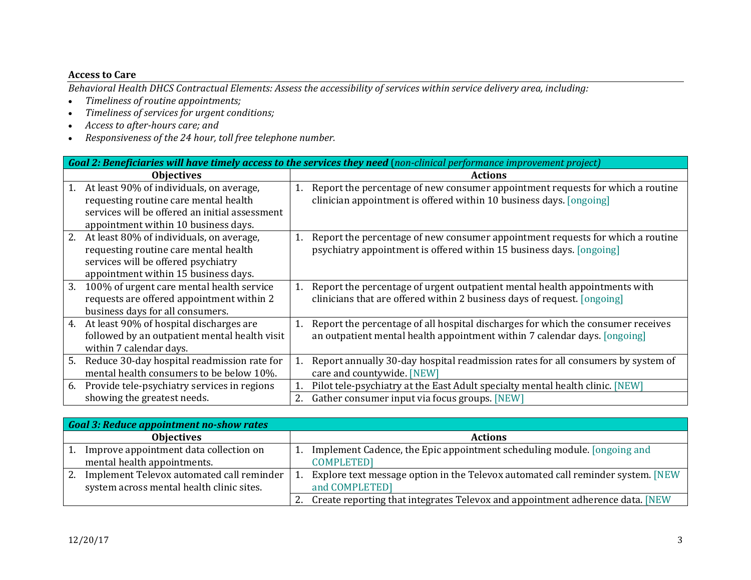**Access to Care**

*Behavioral Health DHCS Contractual Elements: Assess the accessibility of services within service delivery area, including:*

- *Timeliness of routine appointments;*
- *Timeliness of services for urgent conditions;*
- *Access to after-hours care; and*
- *Responsiveness of the 24 hour, toll free telephone number.*

| ***Goal 2: Beneficiaries will have timely access to the services they need*** (*non-clinical performance improvement project)* | |
|---|---|
| **Objectives** | **Actions** |
| 1. At least 90% of individuals, on average, requesting routine care mental health services will be offered an initial assessment appointment within 10 business days. | 1. Report the percentage of new consumer appointment requests for which a routine clinician appointment is offered within 10 business days. [ongoing] |
| 2. At least 80% of individuals, on average, requesting routine care mental health services will be offered psychiatry appointment within 15 business days. | 1. Report the percentage of new consumer appointment requests for which a routine psychiatry appointment is offered within 15 business days. [ongoing] |
| 3. 100% of urgent care mental health service requests are offered appointment within 2 business days for all consumers. | 1. Report the percentage of urgent outpatient mental health appointments with clinicians that are offered within 2 business days of request. [ongoing] |
| 4. At least 90% of hospital discharges are followed by an outpatient mental health visit within 7 calendar days. | 1. Report the percentage of all hospital discharges for which the consumer receives an outpatient mental health appointment within 7 calendar days. [ongoing] |
| 5. Reduce 30-day hospital readmission rate for mental health consumers to be below 10%. | 1. Report annually 30-day hospital readmission rates for all consumers by system of care and countywide. [NEW] |
| 6. Provide tele-psychiatry services in regions showing the greatest needs. | 1. Pilot tele-psychiatry at the East Adult specialty mental health clinic. [NEW] |
| | 2. Gather consumer input via focus groups. [NEW] |

| ***Goal 3: Reduce appointment no-show rates*** | |
|---|---|
| **Objectives** | **Actions** |
| 1. Improve appointment data collection on mental health appointments. | 1. Implement Cadence, the Epic appointment scheduling module. [ongoing and COMPLETED] |
| 2. Implement Televox automated call reminder system across mental health clinic sites. | 1. Explore text message option in the Televox automated call reminder system. [NEW and COMPLETED] |
| | 2. Create reporting that integrates Televox and appointment adherence data. [NEW |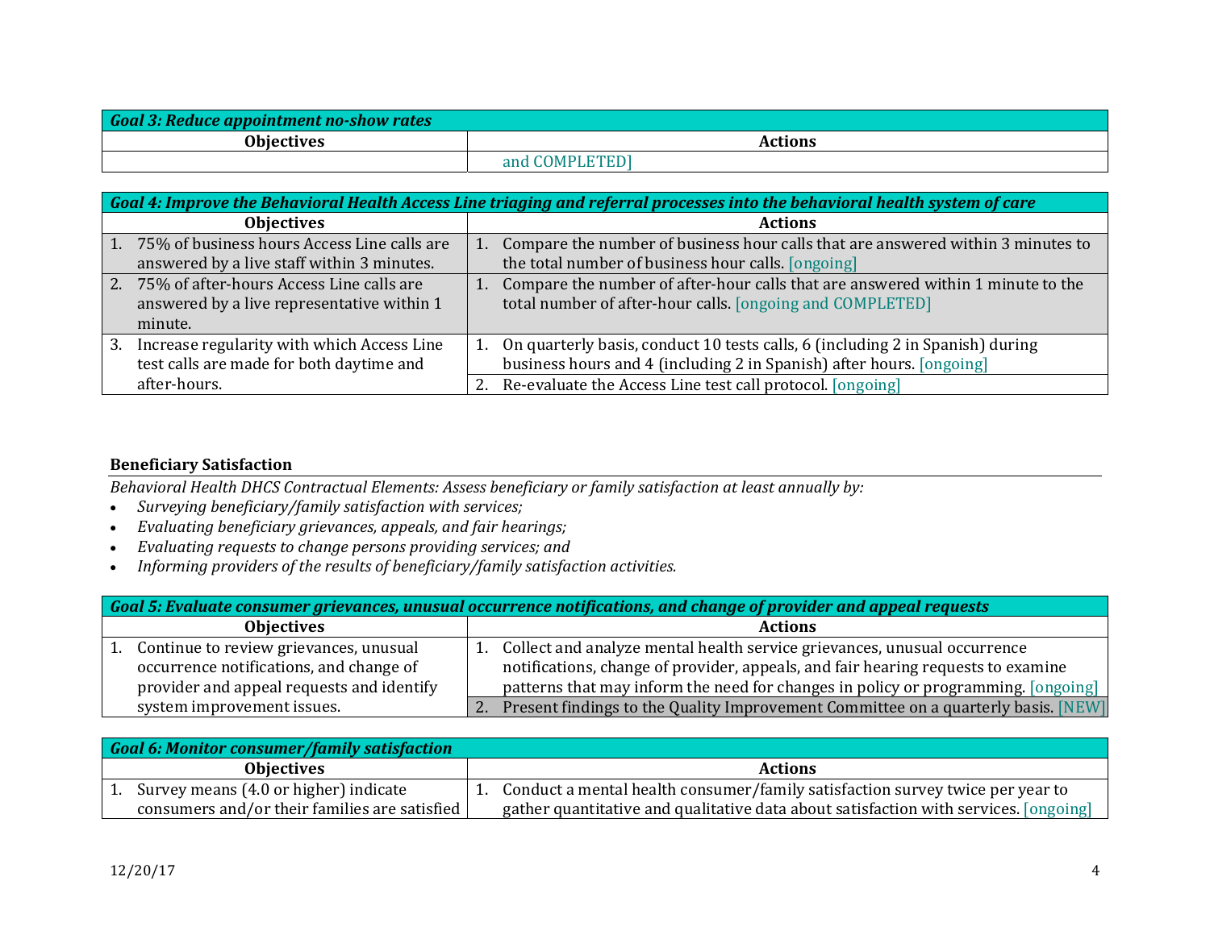| *Goal 3: Reduce appointment no-show rates* | |
|---|---|
| **Objectives** | **Actions** |
| | and COMPLETED] |

| *Goal 4: Improve the Behavioral Health Access Line triaging and referral processes into the behavioral health system of care* | |
|---|---|
| **Objectives** | **Actions** |
| 1. 75% of business hours Access Line calls are answered by a live staff within 3 minutes. | 1. Compare the number of business hour calls that are answered within 3 minutes to the total number of business hour calls. [ongoing] |
| 2. 75% of after-hours Access Line calls are answered by a live representative within 1 minute. | 1. Compare the number of after-hour calls that are answered within 1 minute to the total number of after-hour calls. [ongoing and COMPLETED] |
| 3. Increase regularity with which Access Line test calls are made for both daytime and after-hours. | 1. On quarterly basis, conduct 10 tests calls, 6 (including 2 in Spanish) during business hours and 4 (including 2 in Spanish) after hours. [ongoing] |
| | 2. Re-evaluate the Access Line test call protocol. [ongoing] |

**Beneficiary Satisfaction**

*Behavioral Health DHCS Contractual Elements: Assess beneficiary or family satisfaction at least annually by:*

- *Surveying beneficiary/family satisfaction with services;*
- *Evaluating beneficiary grievances, appeals, and fair hearings;*
- *Evaluating requests to change persons providing services; and*
- *Informing providers of the results of beneficiary/family satisfaction activities.*

| *Goal 5: Evaluate consumer grievances, unusual occurrence notifications, and change of provider and appeal requests* | |
|---|---|
| **Objectives** | **Actions** |
| 1. Continue to review grievances, unusual occurrence notifications, and change of provider and appeal requests and identify system improvement issues. | 1. Collect and analyze mental health service grievances, unusual occurrence notifications, change of provider, appeals, and fair hearing requests to examine patterns that may inform the need for changes in policy or programming. [ongoing] |
| | 2. Present findings to the Quality Improvement Committee on a quarterly basis. [NEW] |

| *Goal 6: Monitor consumer/family satisfaction* | |
|---|---|
| **Objectives** | **Actions** |
| 1. Survey means (4.0 or higher) indicate consumers and/or their families are satisfied | 1. Conduct a mental health consumer/family satisfaction survey twice per year to gather quantitative and qualitative data about satisfaction with services. [ongoing] |

12/20/17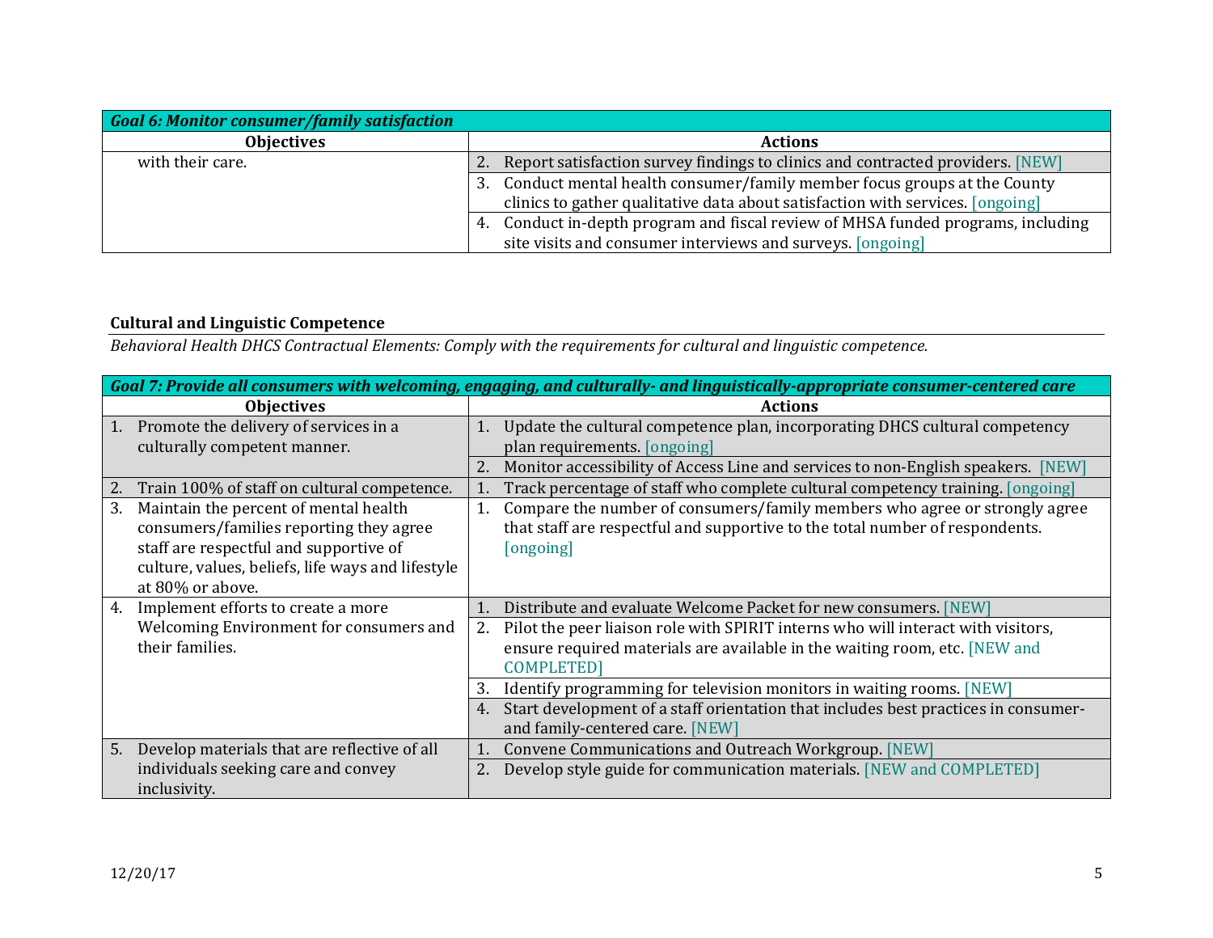| Goal 6: Monitor consumer/family satisfaction | |
|---|---|
| **Objectives** | **Actions** |
| with their care. | 2. Report satisfaction survey findings to clinics and contracted providers. [NEW] |
| | 3. Conduct mental health consumer/family member focus groups at the County clinics to gather qualitative data about satisfaction with services. [ongoing] |
| | 4. Conduct in-depth program and fiscal review of MHSA funded programs, including site visits and consumer interviews and surveys. [ongoing] |

## Cultural and Linguistic Competence

*Behavioral Health DHCS Contractual Elements: Comply with the requirements for cultural and linguistic competence.*

| Goal 7: Provide all consumers with welcoming, engaging, and culturally- and linguistically-appropriate consumer-centered care | |
|---|---|
| **Objectives** | **Actions** |
| 1. Promote the delivery of services in a culturally competent manner. | 1. Update the cultural competence plan, incorporating DHCS cultural competency plan requirements. [ongoing] |
| | 2. Monitor accessibility of Access Line and services to non-English speakers. [NEW] |
| 2. Train 100% of staff on cultural competence. | 1. Track percentage of staff who complete cultural competency training. [ongoing] |
| 3. Maintain the percent of mental health consumers/families reporting they agree staff are respectful and supportive of culture, values, beliefs, life ways and lifestyle at 80% or above. | 1. Compare the number of consumers/family members who agree or strongly agree that staff are respectful and supportive to the total number of respondents. [ongoing] |
| 4. Implement efforts to create a more Welcoming Environment for consumers and their families. | 1. Distribute and evaluate Welcome Packet for new consumers. [NEW] |
| | 2. Pilot the peer liaison role with SPIRIT interns who will interact with visitors, ensure required materials are available in the waiting room, etc. [NEW and COMPLETED] |
| | 3. Identify programming for television monitors in waiting rooms. [NEW] |
| | 4. Start development of a staff orientation that includes best practices in consumer- and family-centered care. [NEW] |
| 5. Develop materials that are reflective of all individuals seeking care and convey inclusivity. | 1. Convene Communications and Outreach Workgroup. [NEW] |
| | 2. Develop style guide for communication materials. [NEW and COMPLETED] |

12/20/17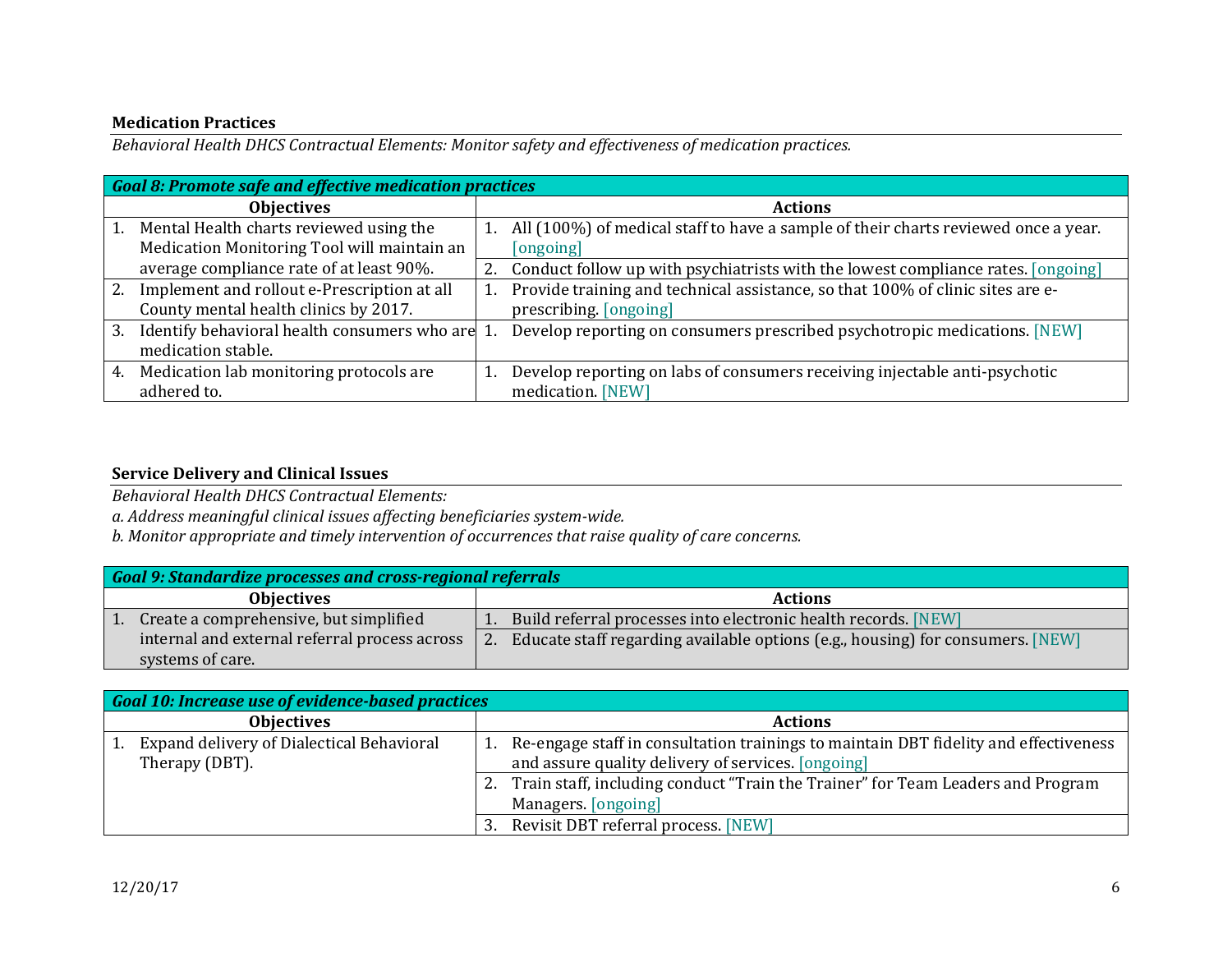**Medication Practices**

*Behavioral Health DHCS Contractual Elements: Monitor safety and effectiveness of medication practices.*

| ***Goal 8: Promote safe and effective medication practices*** | |
|---|---|
| **Objectives** | **Actions** |
| 1. Mental Health charts reviewed using the Medication Monitoring Tool will maintain an average compliance rate of at least 90%. | 1. All (100%) of medical staff to have a sample of their charts reviewed once a year. [ongoing] |
| | 2. Conduct follow up with psychiatrists with the lowest compliance rates. [ongoing] |
| 2. Implement and rollout e-Prescription at all County mental health clinics by 2017. | 1. Provide training and technical assistance, so that 100% of clinic sites are e-prescribing. [ongoing] |
| 3. Identify behavioral health consumers who are medication stable. | 1. Develop reporting on consumers prescribed psychotropic medications. [NEW] |
| 4. Medication lab monitoring protocols are adhered to. | 1. Develop reporting on labs of consumers receiving injectable anti-psychotic medication. [NEW] |

**Service Delivery and Clinical Issues**

*Behavioral Health DHCS Contractual Elements:*
*a. Address meaningful clinical issues affecting beneficiaries system-wide.*
*b. Monitor appropriate and timely intervention of occurrences that raise quality of care concerns.*

| ***Goal 9: Standardize processes and cross-regional referrals*** | |
|---|---|
| **Objectives** | **Actions** |
| 1. Create a comprehensive, but simplified internal and external referral process across systems of care. | 1. Build referral processes into electronic health records. [NEW] |
| | 2. Educate staff regarding available options (e.g., housing) for consumers. [NEW] |

| ***Goal 10: Increase use of evidence-based practices*** | |
|---|---|
| **Objectives** | **Actions** |
| 1. Expand delivery of Dialectical Behavioral Therapy (DBT). | 1. Re-engage staff in consultation trainings to maintain DBT fidelity and effectiveness and assure quality delivery of services. [ongoing] |
| | 2. Train staff, including conduct "Train the Trainer" for Team Leaders and Program Managers. [ongoing] |
| | 3. Revisit DBT referral process. [NEW] |

12/20/17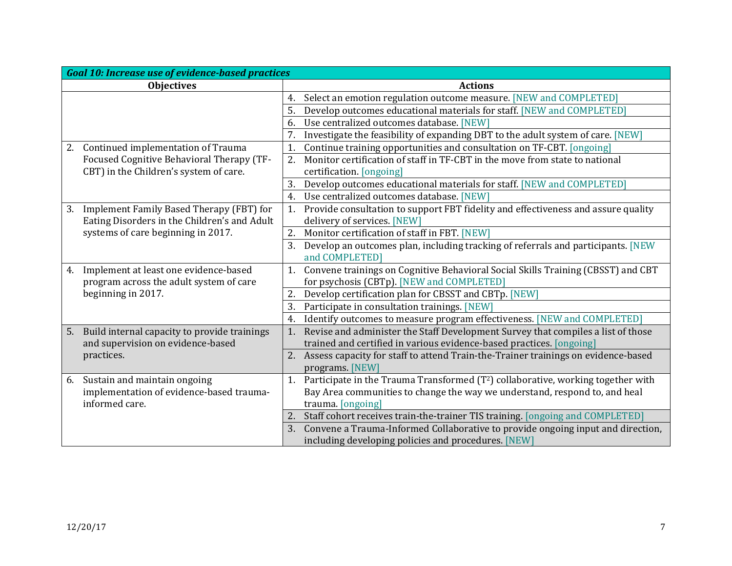| Goal 10: Increase use of evidence-based practices | |
|---|---|
| **Objectives** | **Actions** |
| | 4. Select an emotion regulation outcome measure. [NEW and COMPLETED] |
| | 5. Develop outcomes educational materials for staff. [NEW and COMPLETED] |
| | 6. Use centralized outcomes database. [NEW] |
| | 7. Investigate the feasibility of expanding DBT to the adult system of care. [NEW] |
| 2. Continued implementation of Trauma Focused Cognitive Behavioral Therapy (TF-CBT) in the Children's system of care. | 1. Continue training opportunities and consultation on TF-CBT. [ongoing] |
| | 2. Monitor certification of staff in TF-CBT in the move from state to national certification. [ongoing] |
| | 3. Develop outcomes educational materials for staff. [NEW and COMPLETED] |
| | 4. Use centralized outcomes database. [NEW] |
| 3. Implement Family Based Therapy (FBT) for Eating Disorders in the Children's and Adult systems of care beginning in 2017. | 1. Provide consultation to support FBT fidelity and effectiveness and assure quality delivery of services. [NEW] |
| | 2. Monitor certification of staff in FBT. [NEW] |
| | 3. Develop an outcomes plan, including tracking of referrals and participants. [NEW and COMPLETED] |
| 4. Implement at least one evidence-based program across the adult system of care beginning in 2017. | 1. Convene trainings on Cognitive Behavioral Social Skills Training (CBSST) and CBT for psychosis (CBTp). [NEW and COMPLETED] |
| | 2. Develop certification plan for CBSST and CBTp. [NEW] |
| | 3. Participate in consultation trainings. [NEW] |
| | 4. Identify outcomes to measure program effectiveness. [NEW and COMPLETED] |
| 5. Build internal capacity to provide trainings and supervision on evidence-based practices. | 1. Revise and administer the Staff Development Survey that compiles a list of those trained and certified in various evidence-based practices. [ongoing] |
| | 2. Assess capacity for staff to attend Train-the-Trainer trainings on evidence-based programs. [NEW] |
| 6. Sustain and maintain ongoing implementation of evidence-based trauma-informed care. | 1. Participate in the Trauma Transformed (T$^2$) collaborative, working together with Bay Area communities to change the way we understand, respond to, and heal trauma. [ongoing] |
| | 2. Staff cohort receives train-the-trainer TIS training. [ongoing and COMPLETED] |
| | 3. Convene a Trauma-Informed Collaborative to provide ongoing input and direction, including developing policies and procedures. [NEW] |

12/20/17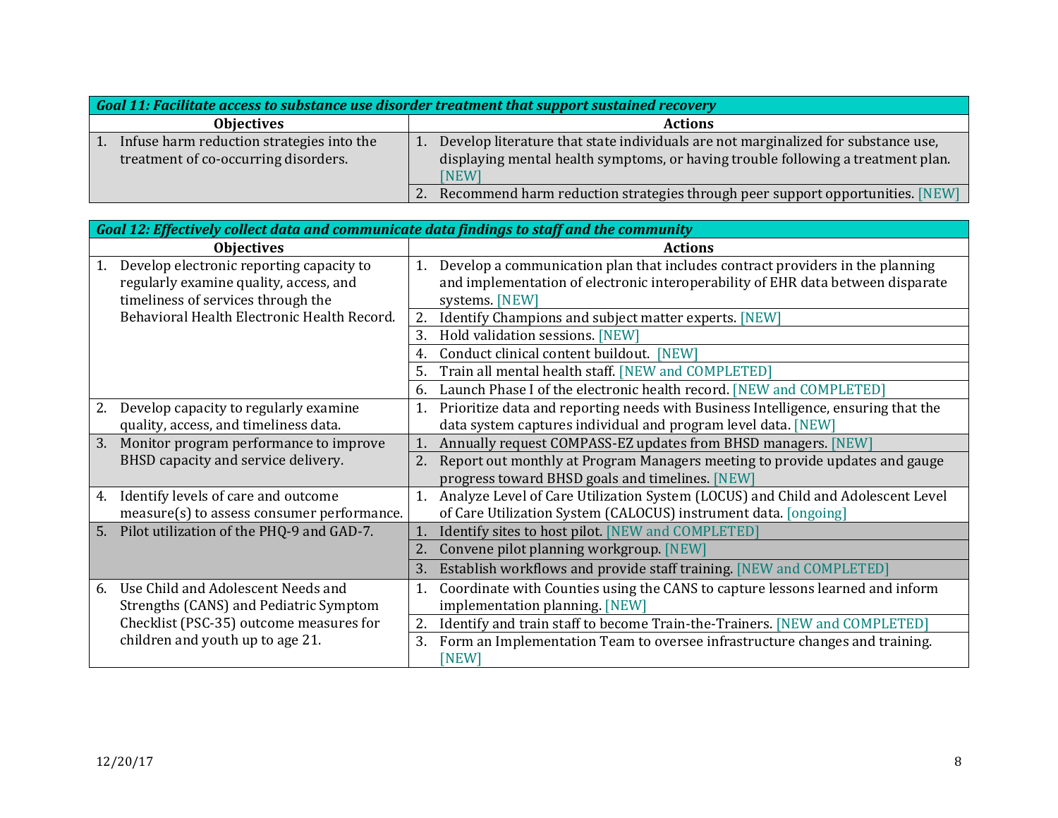| *Goal 11: Facilitate access to substance use disorder treatment that support sustained recovery* | |
|---|---|
| **Objectives** | **Actions** |
| 1. Infuse harm reduction strategies into the treatment of co-occurring disorders. | 1. Develop literature that state individuals are not marginalized for substance use, displaying mental health symptoms, or having trouble following a treatment plan. [NEW] |
| | 2. Recommend harm reduction strategies through peer support opportunities. [NEW] |

| *Goal 12: Effectively collect data and communicate data findings to staff and the community* | |
|---|---|
| **Objectives** | **Actions** |
| 1. Develop electronic reporting capacity to regularly examine quality, access, and timeliness of services through the Behavioral Health Electronic Health Record. | 1. Develop a communication plan that includes contract providers in the planning and implementation of electronic interoperability of EHR data between disparate systems. [NEW] |
| | 2. Identify Champions and subject matter experts. [NEW] |
| | 3. Hold validation sessions. [NEW] |
| | 4. Conduct clinical content buildout. [NEW] |
| | 5. Train all mental health staff. [NEW and COMPLETED] |
| | 6. Launch Phase I of the electronic health record. [NEW and COMPLETED] |
| 2. Develop capacity to regularly examine quality, access, and timeliness data. | 1. Prioritize data and reporting needs with Business Intelligence, ensuring that the data system captures individual and program level data. [NEW] |
| 3. Monitor program performance to improve BHSD capacity and service delivery. | 1. Annually request COMPASS-EZ updates from BHSD managers. [NEW] |
| | 2. Report out monthly at Program Managers meeting to provide updates and gauge progress toward BHSD goals and timelines. [NEW] |
| 4. Identify levels of care and outcome measure(s) to assess consumer performance. | 1. Analyze Level of Care Utilization System (LOCUS) and Child and Adolescent Level of Care Utilization System (CALOCUS) instrument data. [ongoing] |
| 5. Pilot utilization of the PHQ-9 and GAD-7. | 1. Identify sites to host pilot. [NEW and COMPLETED] |
| | 2. Convene pilot planning workgroup. [NEW] |
| | 3. Establish workflows and provide staff training. [NEW and COMPLETED] |
| 6. Use Child and Adolescent Needs and Strengths (CANS) and Pediatric Symptom Checklist (PSC-35) outcome measures for children and youth up to age 21. | 1. Coordinate with Counties using the CANS to capture lessons learned and inform implementation planning. [NEW] |
| | 2. Identify and train staff to become Train-the-Trainers. [NEW and COMPLETED] |
| | 3. Form an Implementation Team to oversee infrastructure changes and training. [NEW] |

12/20/17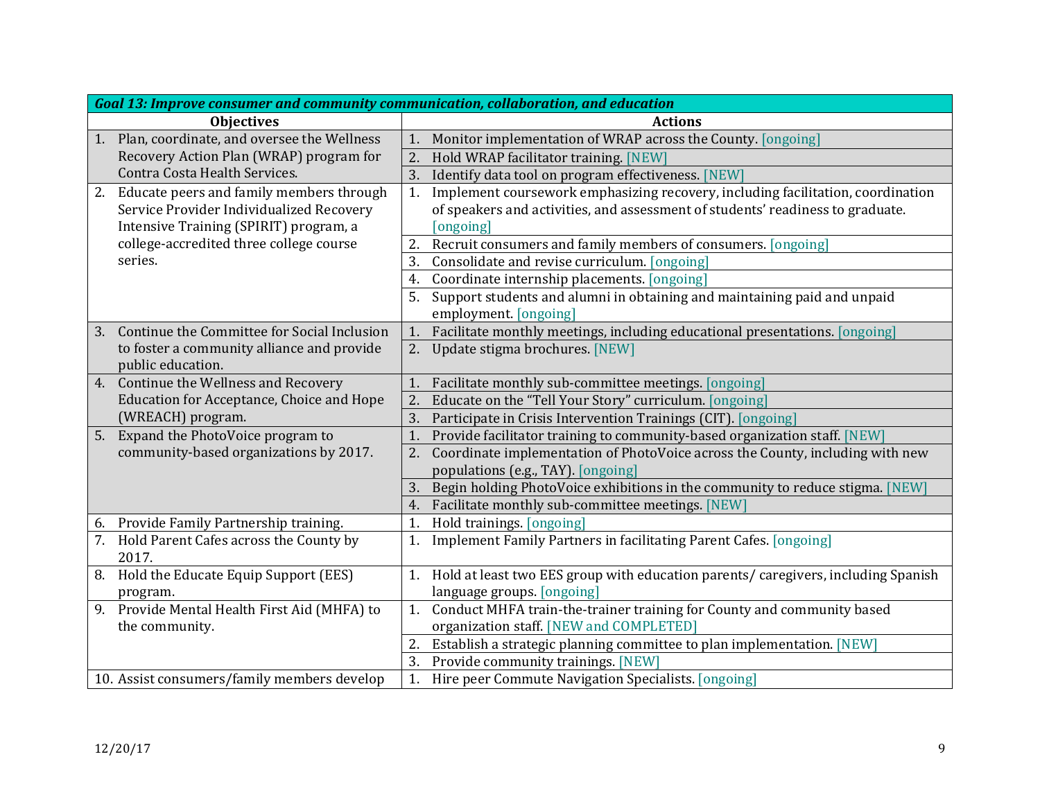| Goal 13: Improve consumer and community communication, collaboration, and education | |
|---|---|
| **Objectives** | **Actions** |
| 1. Plan, coordinate, and oversee the Wellness Recovery Action Plan (WRAP) program for Contra Costa Health Services. | 1. Monitor implementation of WRAP across the County. [ongoing] |
| | 2. Hold WRAP facilitator training. [NEW] |
| | 3. Identify data tool on program effectiveness. [NEW] |
| 2. Educate peers and family members through Service Provider Individualized Recovery Intensive Training (SPIRIT) program, a college-accredited three college course series. | 1. Implement coursework emphasizing recovery, including facilitation, coordination of speakers and activities, and assessment of students' readiness to graduate. [ongoing] |
| | 2. Recruit consumers and family members of consumers. [ongoing] |
| | 3. Consolidate and revise curriculum. [ongoing] |
| | 4. Coordinate internship placements. [ongoing] |
| | 5. Support students and alumni in obtaining and maintaining paid and unpaid employment. [ongoing] |
| 3. Continue the Committee for Social Inclusion to foster a community alliance and provide public education. | 1. Facilitate monthly meetings, including educational presentations. [ongoing] |
| | 2. Update stigma brochures. [NEW] |
| 4. Continue the Wellness and Recovery Education for Acceptance, Choice and Hope (WREACH) program. | 1. Facilitate monthly sub-committee meetings. [ongoing] |
| | 2. Educate on the "Tell Your Story" curriculum. [ongoing] |
| | 3. Participate in Crisis Intervention Trainings (CIT). [ongoing] |
| 5. Expand the PhotoVoice program to community-based organizations by 2017. | 1. Provide facilitator training to community-based organization staff. [NEW] |
| | 2. Coordinate implementation of PhotoVoice across the County, including with new populations (e.g., TAY). [ongoing] |
| | 3. Begin holding PhotoVoice exhibitions in the community to reduce stigma. [NEW] |
| | 4. Facilitate monthly sub-committee meetings. [NEW] |
| 6. Provide Family Partnership training. | 1. Hold trainings. [ongoing] |
| 7. Hold Parent Cafes across the County by 2017. | 1. Implement Family Partners in facilitating Parent Cafes. [ongoing] |
| 8. Hold the Educate Equip Support (EES) program. | 1. Hold at least two EES group with education parents/ caregivers, including Spanish language groups. [ongoing] |
| 9. Provide Mental Health First Aid (MHFA) to the community. | 1. Conduct MHFA train-the-trainer training for County and community based organization staff. [NEW and COMPLETED] |
| | 2. Establish a strategic planning committee to plan implementation. [NEW] |
| | 3. Provide community trainings. [NEW] |
| 10. Assist consumers/family members develop | 1. Hire peer Commute Navigation Specialists. [ongoing] |

12/20/17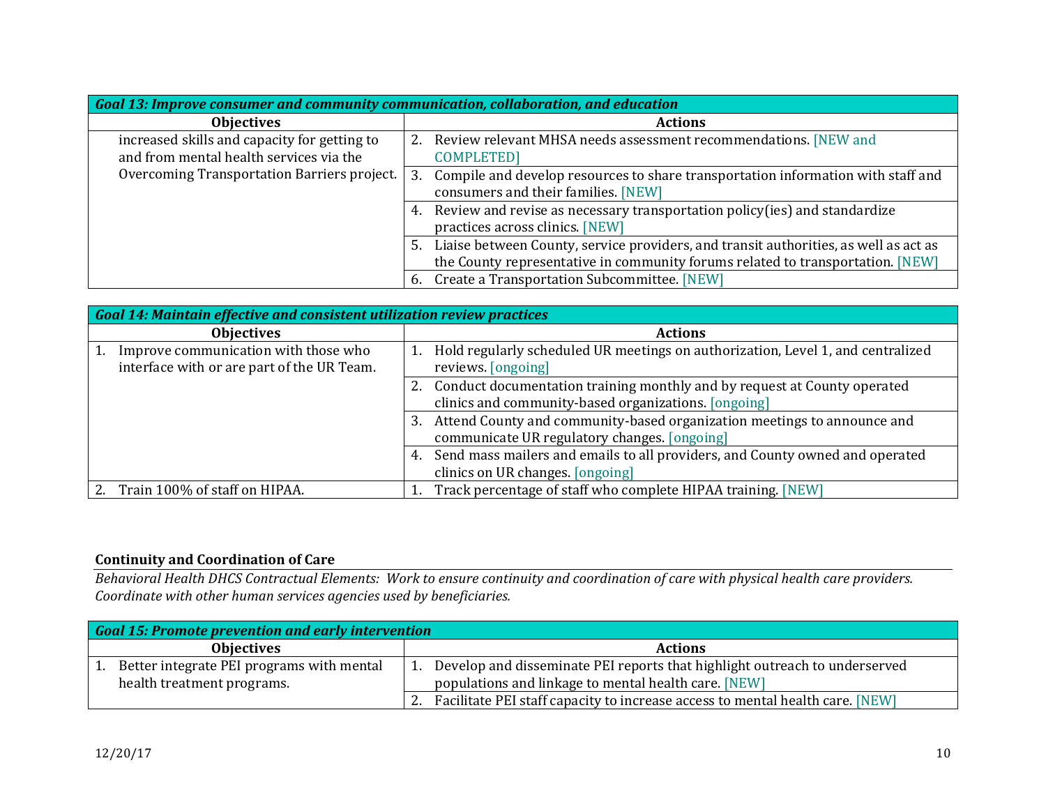| Goal 13: Improve consumer and community communication, collaboration, and education | |
|---|---|
| **Objectives** | **Actions** |
| increased skills and capacity for getting to and from mental health services via the Overcoming Transportation Barriers project. | 2. Review relevant MHSA needs assessment recommendations. [NEW and COMPLETED] |
| | 3. Compile and develop resources to share transportation information with staff and consumers and their families. [NEW] |
| | 4. Review and revise as necessary transportation policy(ies) and standardize practices across clinics. [NEW] |
| | 5. Liaise between County, service providers, and transit authorities, as well as act as the County representative in community forums related to transportation. [NEW] |
| | 6. Create a Transportation Subcommittee. [NEW] |

| Goal 14: Maintain effective and consistent utilization review practices | |
|---|---|
| **Objectives** | **Actions** |
| 1. Improve communication with those who interface with or are part of the UR Team. | 1. Hold regularly scheduled UR meetings on authorization, Level 1, and centralized reviews. [ongoing] |
| | 2. Conduct documentation training monthly and by request at County operated clinics and community-based organizations. [ongoing] |
| | 3. Attend County and community-based organization meetings to announce and communicate UR regulatory changes. [ongoing] |
| | 4. Send mass mailers and emails to all providers, and County owned and operated clinics on UR changes. [ongoing] |
| 2. Train 100% of staff on HIPAA. | 1. Track percentage of staff who complete HIPAA training. [NEW] |

**Continuity and Coordination of Care**

*Behavioral Health DHCS Contractual Elements: Work to ensure continuity and coordination of care with physical health care providers. Coordinate with other human services agencies used by beneficiaries.*

| Goal 15: Promote prevention and early intervention | |
|---|---|
| **Objectives** | **Actions** |
| 1. Better integrate PEI programs with mental health treatment programs. | 1. Develop and disseminate PEI reports that highlight outreach to underserved populations and linkage to mental health care. [NEW] |
| | 2. Facilitate PEI staff capacity to increase access to mental health care. [NEW] |

12/20/17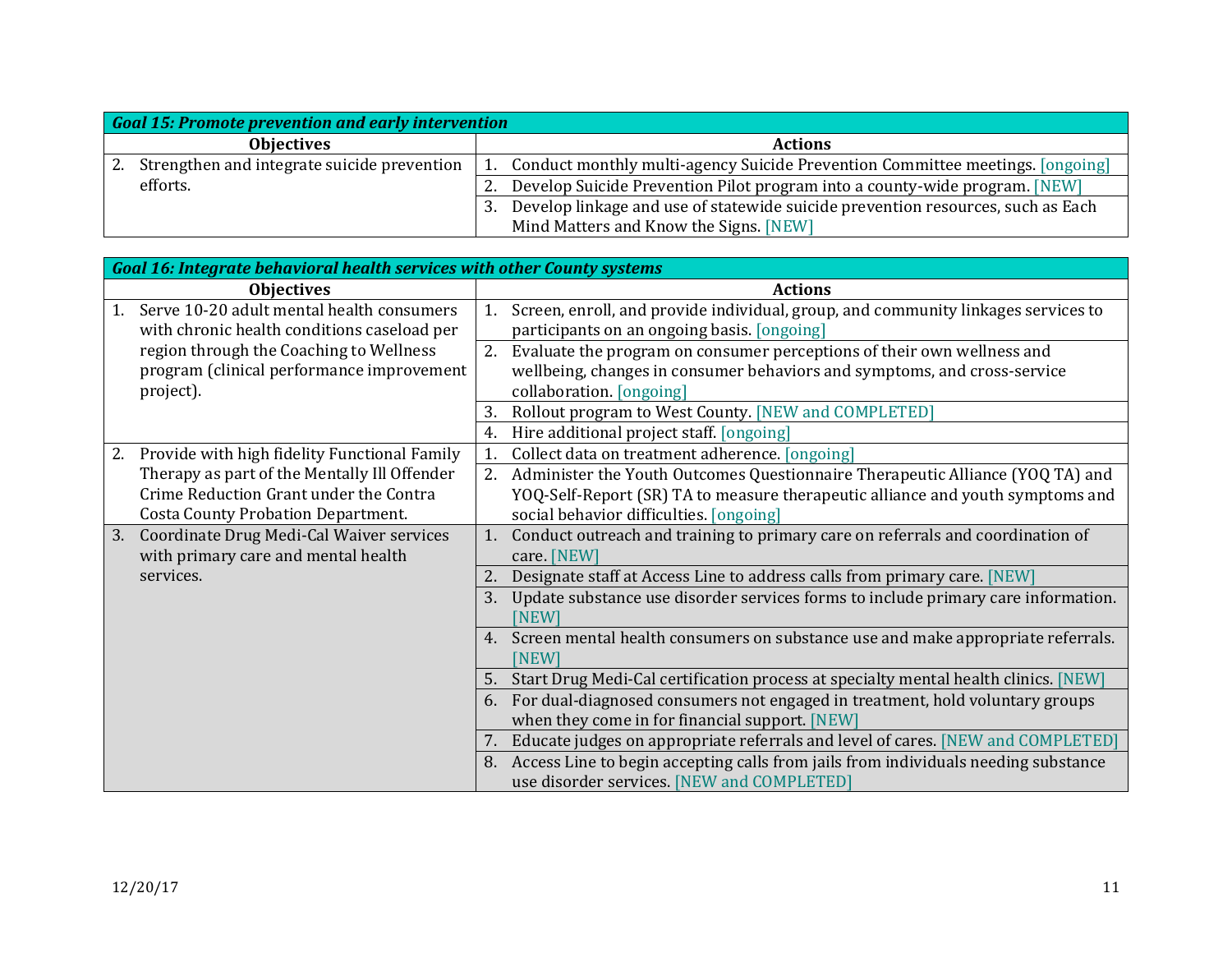| Goal 15: Promote prevention and early intervention | |
|---|---|
| **Objectives** | **Actions** |
| 2. Strengthen and integrate suicide prevention efforts. | 1. Conduct monthly multi-agency Suicide Prevention Committee meetings. [ongoing] |
| | 2. Develop Suicide Prevention Pilot program into a county-wide program. [NEW] |
| | 3. Develop linkage and use of statewide suicide prevention resources, such as Each Mind Matters and Know the Signs. [NEW] |

| Goal 16: Integrate behavioral health services with other County systems | |
|---|---|
| **Objectives** | **Actions** |
| 1. Serve 10-20 adult mental health consumers with chronic health conditions caseload per region through the Coaching to Wellness program (clinical performance improvement project). | 1. Screen, enroll, and provide individual, group, and community linkages services to participants on an ongoing basis. [ongoing] |
| | 2. Evaluate the program on consumer perceptions of their own wellness and wellbeing, changes in consumer behaviors and symptoms, and cross-service collaboration. [ongoing] |
| | 3. Rollout program to West County. [NEW and COMPLETED] |
| | 4. Hire additional project staff. [ongoing] |
| 2. Provide with high fidelity Functional Family Therapy as part of the Mentally Ill Offender Crime Reduction Grant under the Contra Costa County Probation Department. | 1. Collect data on treatment adherence. [ongoing] |
| | 2. Administer the Youth Outcomes Questionnaire Therapeutic Alliance (YOQ TA) and YOQ-Self-Report (SR) TA to measure therapeutic alliance and youth symptoms and social behavior difficulties. [ongoing] |
| 3. Coordinate Drug Medi-Cal Waiver services with primary care and mental health services. | 1. Conduct outreach and training to primary care on referrals and coordination of care. [NEW] |
| | 2. Designate staff at Access Line to address calls from primary care. [NEW] |
| | 3. Update substance use disorder services forms to include primary care information. [NEW] |
| | 4. Screen mental health consumers on substance use and make appropriate referrals. [NEW] |
| | 5. Start Drug Medi-Cal certification process at specialty mental health clinics. [NEW] |
| | 6. For dual-diagnosed consumers not engaged in treatment, hold voluntary groups when they come in for financial support. [NEW] |
| | 7. Educate judges on appropriate referrals and level of cares. [NEW and COMPLETED] |
| | 8. Access Line to begin accepting calls from jails from individuals needing substance use disorder services. [NEW and COMPLETED] |

12/20/17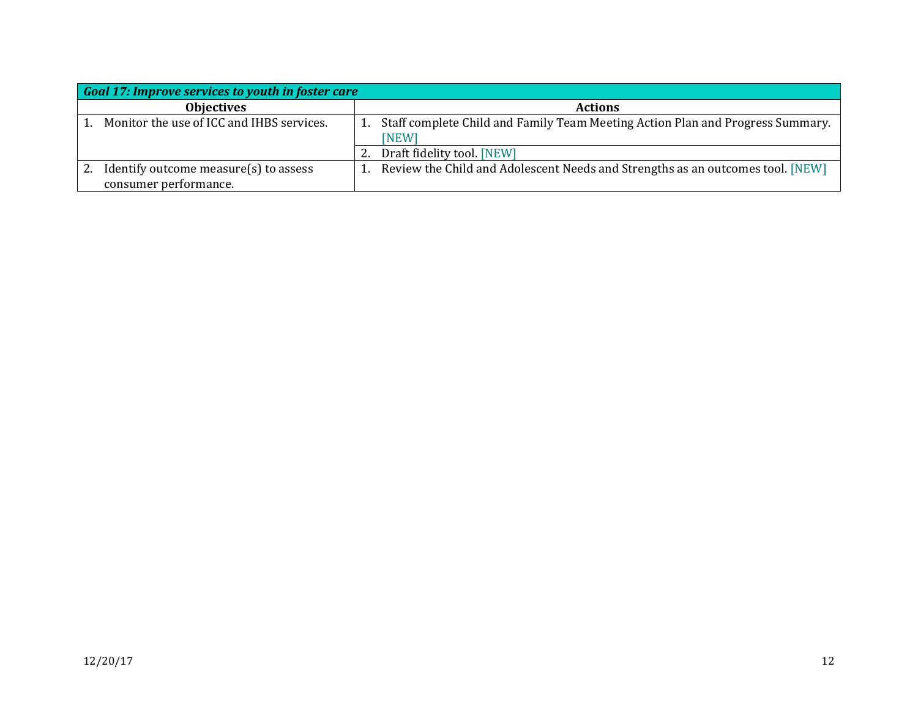| *Goal 17: Improve services to youth in foster care* | |
|---|---|
| **Objectives** | **Actions** |
| 1. Monitor the use of ICC and IHBS services. | 1. Staff complete Child and Family Team Meeting Action Plan and Progress Summary. [NEW] |
| | 2. Draft fidelity tool. [NEW] |
| 2. Identify outcome measure(s) to assess consumer performance. | 1. Review the Child and Adolescent Needs and Strengths as an outcomes tool. [NEW] |